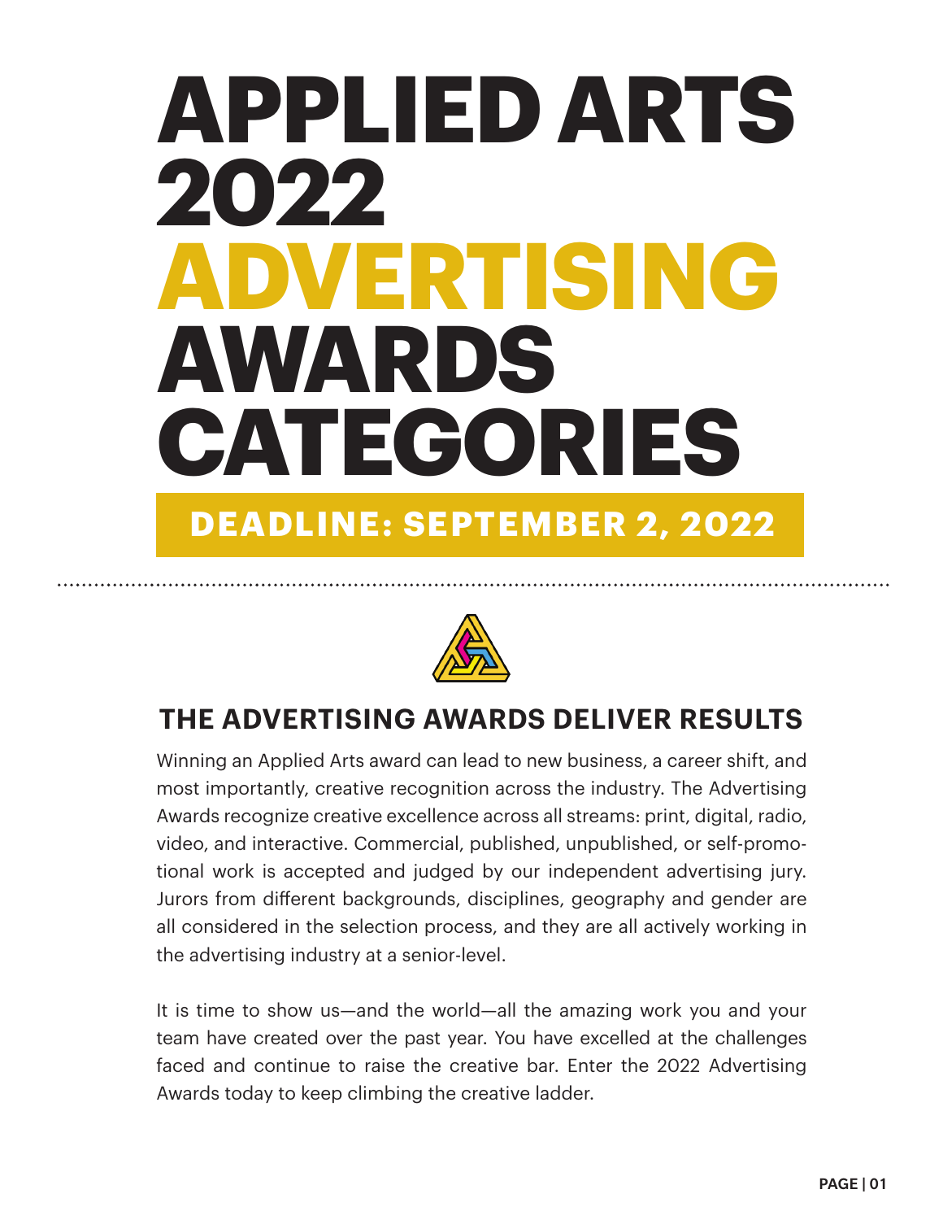# APPLIED ARTS 2022 ADVERTISING AWARDS CATEGORIES

**DEADLINE: SEPTEMBER 2, 2022**

## THE ADVERTISING AWARDS DELIVER RESULTS

Winning an Applied Arts award can lead to new business, a career shift, and most importantly, creative recognition across the industry. The Advertising Awards recognize creative excellence across all streams: print, digital, radio, video, and interactive. Commercial, published, unpublished, or self-promotional work is accepted and judged by our independent advertising jury. Jurors from different backgrounds, disciplines, geography and gender are all considered in the selection process, and they are all actively working in the advertising industry at a senior-level.

It is time to show us—and the world—all the amazing work you and your team have created over the past year. You have excelled at the challenges faced and continue to raise the creative bar. Enter the 2022 Advertising Awards today to keep climbing the creative ladder.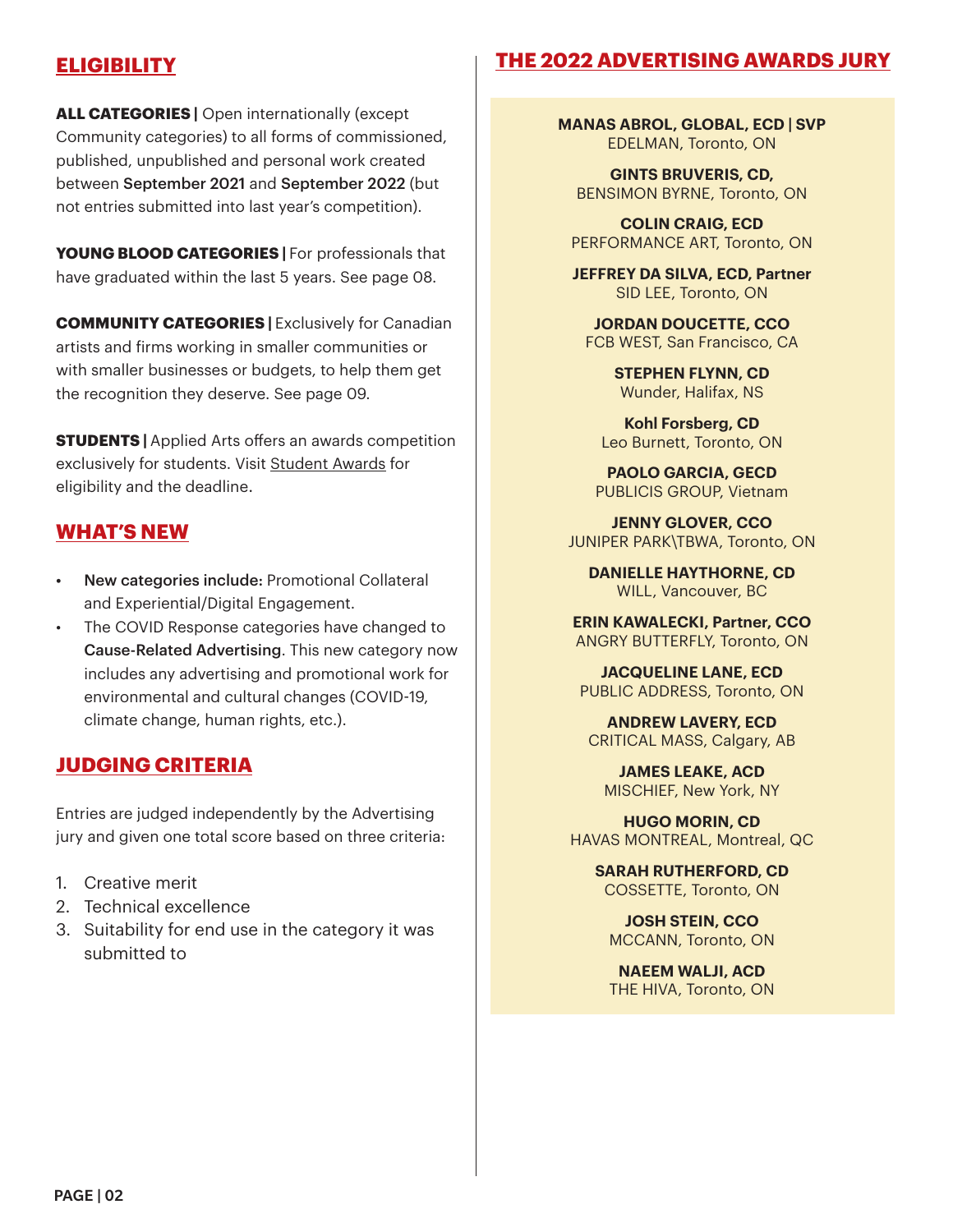## ELIGIBILITY

**ALL CATEGORIES |** Open internationally (except Community categories) to all forms of commissioned, published, unpublished and personal work created between September 2021 and September 2022 (but not entries submitted into last year's competition).

**YOUNG BLOOD CATEGORIES |** For professionals that have graduated within the last 5 years. See page 08.

**COMMUNITY CATEGORIES |** Exclusively for Canadian artists and firms working in smaller communities or with smaller businesses or budgets, to help them get the recognition they deserve. See page 09.

**STUDENTS |** Applied Arts offers an awards competition exclusively for students. Visit Student Awards for eligibility and the deadline.

## WHAT'S NEW

- New categories include: Promotional Collateral and Experiential/Digital Engagement.
- The COVID Response categories have changed to Cause-Related Advertising. This new category now includes any advertising and promotional work for environmental and cultural changes (COVID-19, climate change, human rights, etc.).

## JUDGING CRITERIA

Entries are judged independently by the Advertising jury and given one total score based on three criteria:

1. Creative merit
2. Technical excellence
3. Suitability for end use in the category it was submitted to

## THE 2022 ADVERTISING AWARDS JURY

**MANAS ABROL, GLOBAL, ECD | SVP**
EDELMAN, Toronto, ON

**GINTS BRUVERIS, CD,**
BENSIMON BYRNE, Toronto, ON

**COLIN CRAIG, ECD**
PERFORMANCE ART, Toronto, ON

**JEFFREY DA SILVA, ECD, Partner**
SID LEE, Toronto, ON

**JORDAN DOUCETTE, CCO**
FCB WEST, San Francisco, CA

**STEPHEN FLYNN, CD**
Wunder, Halifax, NS

**Kohl Forsberg, CD**
Leo Burnett, Toronto, ON

**PAOLO GARCIA, GECD**
PUBLICIS GROUP, Vietnam

**JENNY GLOVER, CCO**
JUNIPER PARK\TBWA, Toronto, ON

**DANIELLE HAYTHORNE, CD**
WILL, Vancouver, BC

**ERIN KAWALECKI, Partner, CCO**
ANGRY BUTTERFLY, Toronto, ON

**JACQUELINE LANE, ECD**
PUBLIC ADDRESS, Toronto, ON

**ANDREW LAVERY, ECD**
CRITICAL MASS, Calgary, AB

**JAMES LEAKE, ACD**
MISCHIEF, New York, NY

**HUGO MORIN, CD**
HAVAS MONTREAL, Montreal, QC

**SARAH RUTHERFORD, CD**
COSSETTE, Toronto, ON

**JOSH STEIN, CCO**
MCCANN, Toronto, ON

**NAEEM WALJI, ACD**
THE HIVA, Toronto, ON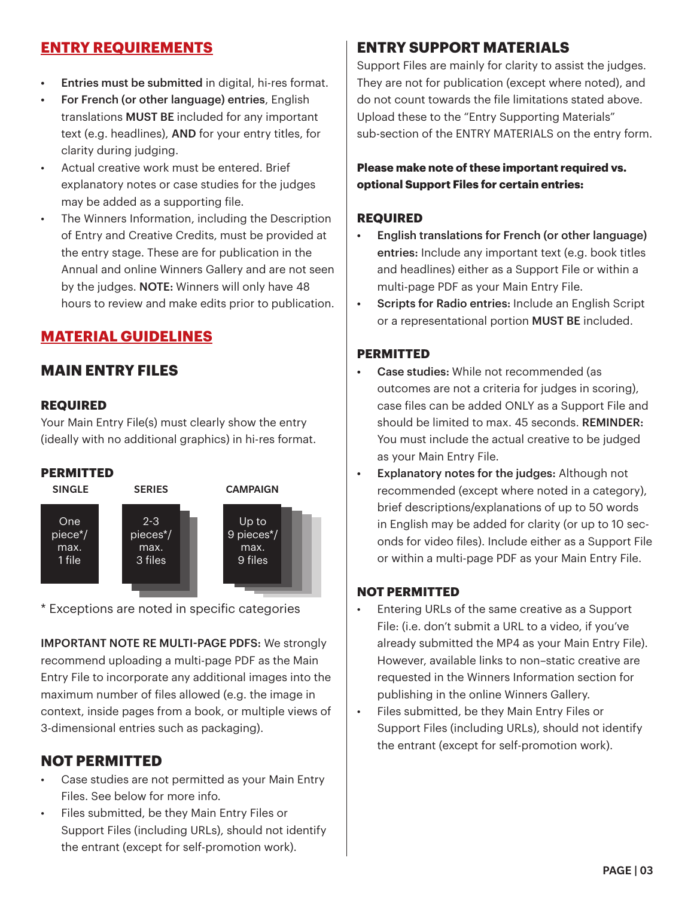## ENTRY REQUIREMENTS

- **Entries must be submitted** in digital, hi-res format.
- **For French (or other language) entries**, English translations **MUST BE** included for any important text (e.g. headlines), **AND** for your entry titles, for clarity during judging.
- Actual creative work must be entered. Brief explanatory notes or case studies for the judges may be added as a supporting file.
- The Winners Information, including the Description of Entry and Creative Credits, must be provided at the entry stage. These are for publication in the Annual and online Winners Gallery and are not seen by the judges. **NOTE:** Winners will only have 48 hours to review and make edits prior to publication.

## MATERIAL GUIDELINES

### MAIN ENTRY FILES

#### REQUIRED

Your Main Entry File(s) must clearly show the entry (ideally with no additional graphics) in hi-res format.

#### PERMITTED

| SINGLE | SERIES | CAMPAIGN |
|---|---|---|
| One piece*/ max. 1 file | 2-3 pieces*/ max. 3 files | Up to 9 pieces*/ max. 9 files |

* Exceptions are noted in specific categories

**IMPORTANT NOTE RE MULTI-PAGE PDFS:** We strongly recommend uploading a multi-page PDF as the Main Entry File to incorporate any additional images into the maximum number of files allowed (e.g. the image in context, inside pages from a book, or multiple views of 3-dimensional entries such as packaging).

### NOT PERMITTED

- Case studies are not permitted as your Main Entry Files. See below for more info.
- Files submitted, be they Main Entry Files or Support Files (including URLs), should not identify the entrant (except for self-promotion work).

### ENTRY SUPPORT MATERIALS

Support Files are mainly for clarity to assist the judges. They are not for publication (except where noted), and do not count towards the file limitations stated above. Upload these to the "Entry Supporting Materials" sub-section of the ENTRY MATERIALS on the entry form.

**Please make note of these important required vs. optional Support Files for certain entries:**

#### REQUIRED

- **English translations for French (or other language) entries:** Include any important text (e.g. book titles and headlines) either as a Support File or within a multi-page PDF as your Main Entry File.
- **Scripts for Radio entries:** Include an English Script or a representational portion **MUST BE** included.

#### PERMITTED

- **Case studies:** While not recommended (as outcomes are not a criteria for judges in scoring), case files can be added ONLY as a Support File and should be limited to max. 45 seconds. **REMINDER:** You must include the actual creative to be judged as your Main Entry File.
- **Explanatory notes for the judges:** Although not recommended (except where noted in a category), brief descriptions/explanations of up to 50 words in English may be added for clarity (or up to 10 seconds for video files). Include either as a Support File or within a multi-page PDF as your Main Entry File.

#### NOT PERMITTED

- Entering URLs of the same creative as a Support File: (i.e. don't submit a URL to a video, if you've already submitted the MP4 as your Main Entry File). However, available links to non–static creative are requested in the Winners Information section for publishing in the online Winners Gallery.
- Files submitted, be they Main Entry Files or Support Files (including URLs), should not identify the entrant (except for self-promotion work).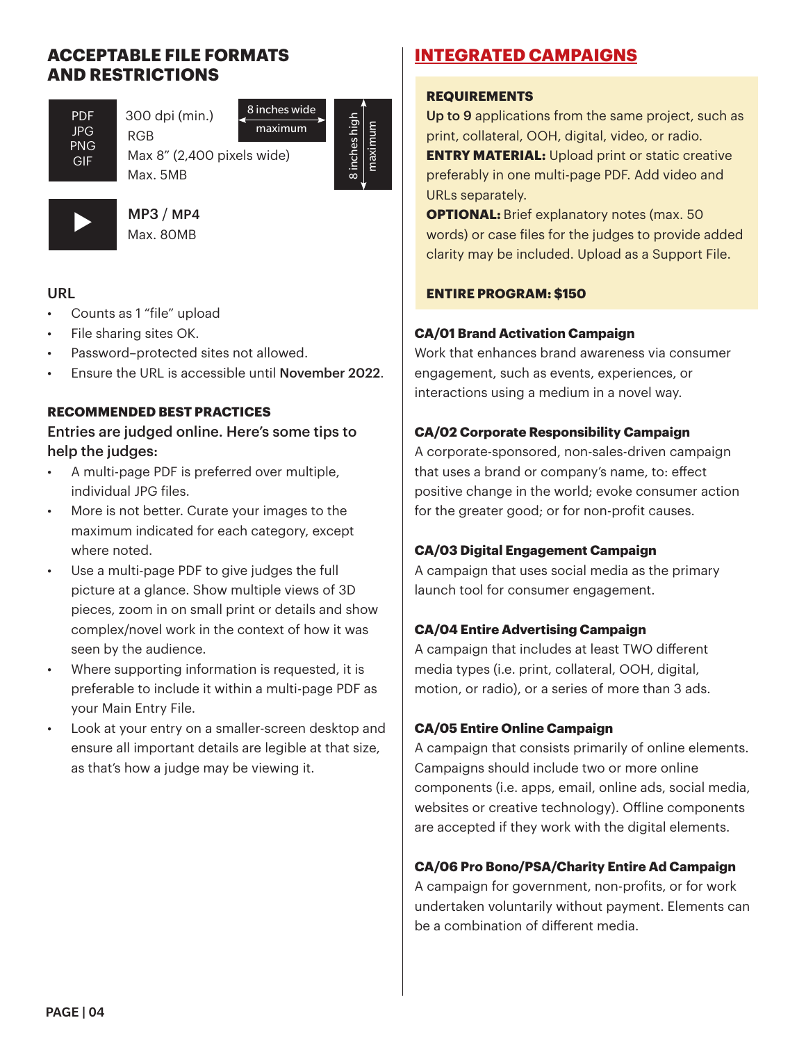## ACCEPTABLE FILE FORMATS AND RESTRICTIONS

PDF
JPG
PNG
GIF

300 dpi (min.)
RGB
Max 8" (2,400 pixels wide)
Max. 5MB

8 inches wide maximum

8 inches high maximum

MP3 / MP4
Max. 80MB

URL

- Counts as 1 "file" upload
- File sharing sites OK.
- Password–protected sites not allowed.
- Ensure the URL is accessible until **November 2022**.

**RECOMMENDED BEST PRACTICES**

Entries are judged online. Here's some tips to help the judges:

- A multi-page PDF is preferred over multiple, individual JPG files.
- More is not better. Curate your images to the maximum indicated for each category, except where noted.
- Use a multi-page PDF to give judges the full picture at a glance. Show multiple views of 3D pieces, zoom in on small print or details and show complex/novel work in the context of how it was seen by the audience.
- Where supporting information is requested, it is preferable to include it within a multi-page PDF as your Main Entry File.
- Look at your entry on a smaller-screen desktop and ensure all important details are legible at that size, as that's how a judge may be viewing it.

## INTEGRATED CAMPAIGNS

**REQUIREMENTS**

**Up to 9** applications from the same project, such as print, collateral, OOH, digital, video, or radio.
**ENTRY MATERIAL:** Upload print or static creative preferably in one multi-page PDF. Add video and URLs separately.
**OPTIONAL:** Brief explanatory notes (max. 50 words) or case files for the judges to provide added clarity may be included. Upload as a Support File.

**ENTIRE PROGRAM: $150**

**CA/01 Brand Activation Campaign**
Work that enhances brand awareness via consumer engagement, such as events, experiences, or interactions using a medium in a novel way.

**CA/02 Corporate Responsibility Campaign**
A corporate-sponsored, non-sales-driven campaign that uses a brand or company's name, to: effect positive change in the world; evoke consumer action for the greater good; or for non-profit causes.

**CA/03 Digital Engagement Campaign**
A campaign that uses social media as the primary launch tool for consumer engagement.

**CA/04 Entire Advertising Campaign**
A campaign that includes at least TWO different media types (i.e. print, collateral, OOH, digital, motion, or radio), or a series of more than 3 ads.

**CA/05 Entire Online Campaign**
A campaign that consists primarily of online elements. Campaigns should include two or more online components (i.e. apps, email, online ads, social media, websites or creative technology). Offline components are accepted if they work with the digital elements.

**CA/06 Pro Bono/PSA/Charity Entire Ad Campaign**
A campaign for government, non-profits, or for work undertaken voluntarily without payment. Elements can be a combination of different media.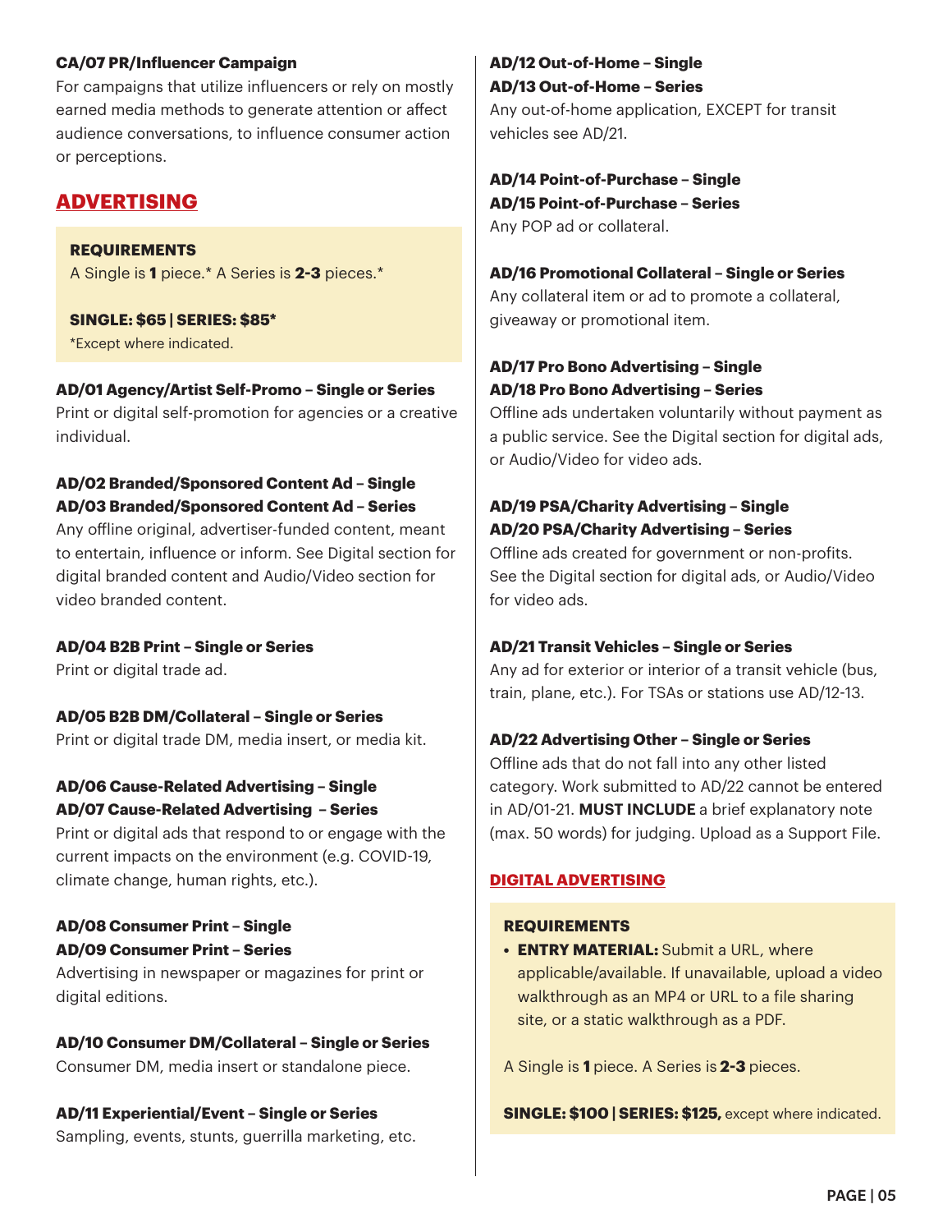**CA/07 PR/Influencer Campaign**
For campaigns that utilize influencers or rely on mostly earned media methods to generate attention or affect audience conversations, to influence consumer action or perceptions.

## ADVERTISING

**REQUIREMENTS**
A Single is **1** piece.* A Series is **2-3** pieces.*

**SINGLE: $65 | SERIES: $85***
*Except where indicated.

**AD/01 Agency/Artist Self-Promo – Single or Series**
Print or digital self-promotion for agencies or a creative individual.

**AD/02 Branded/Sponsored Content Ad – Single**
**AD/03 Branded/Sponsored Content Ad – Series**
Any offline original, advertiser-funded content, meant to entertain, influence or inform. See Digital section for digital branded content and Audio/Video section for video branded content.

**AD/04 B2B Print – Single or Series**
Print or digital trade ad.

**AD/05 B2B DM/Collateral – Single or Series**
Print or digital trade DM, media insert, or media kit.

**AD/06 Cause-Related Advertising – Single**
**AD/07 Cause-Related Advertising – Series**
Print or digital ads that respond to or engage with the current impacts on the environment (e.g. COVID-19, climate change, human rights, etc.).

**AD/08 Consumer Print – Single**
**AD/09 Consumer Print – Series**
Advertising in newspaper or magazines for print or digital editions.

**AD/10 Consumer DM/Collateral – Single or Series**
Consumer DM, media insert or standalone piece.

**AD/11 Experiential/Event – Single or Series**
Sampling, events, stunts, guerrilla marketing, etc.

**AD/12 Out-of-Home – Single**
**AD/13 Out-of-Home – Series**
Any out-of-home application, EXCEPT for transit vehicles see AD/21.

**AD/14 Point-of-Purchase – Single**
**AD/15 Point-of-Purchase – Series**
Any POP ad or collateral.

**AD/16 Promotional Collateral – Single or Series**
Any collateral item or ad to promote a collateral, giveaway or promotional item.

**AD/17 Pro Bono Advertising – Single**
**AD/18 Pro Bono Advertising – Series**
Offline ads undertaken voluntarily without payment as a public service. See the Digital section for digital ads, or Audio/Video for video ads.

**AD/19 PSA/Charity Advertising – Single**
**AD/20 PSA/Charity Advertising – Series**
Offline ads created for government or non-profits. See the Digital section for digital ads, or Audio/Video for video ads.

**AD/21 Transit Vehicles – Single or Series**
Any ad for exterior or interior of a transit vehicle (bus, train, plane, etc.). For TSAs or stations use AD/12-13.

**AD/22 Advertising Other – Single or Series**
Offline ads that do not fall into any other listed category. Work submitted to AD/22 cannot be entered in AD/01-21. **MUST INCLUDE** a brief explanatory note (max. 50 words) for judging. Upload as a Support File.

### DIGITAL ADVERTISING

**REQUIREMENTS**
- **ENTRY MATERIAL:** Submit a URL, where applicable/available. If unavailable, upload a video walkthrough as an MP4 or URL to a file sharing site, or a static walkthrough as a PDF.

A Single is **1** piece. A Series is **2-3** pieces.

**SINGLE: $100 | SERIES: $125,** except where indicated.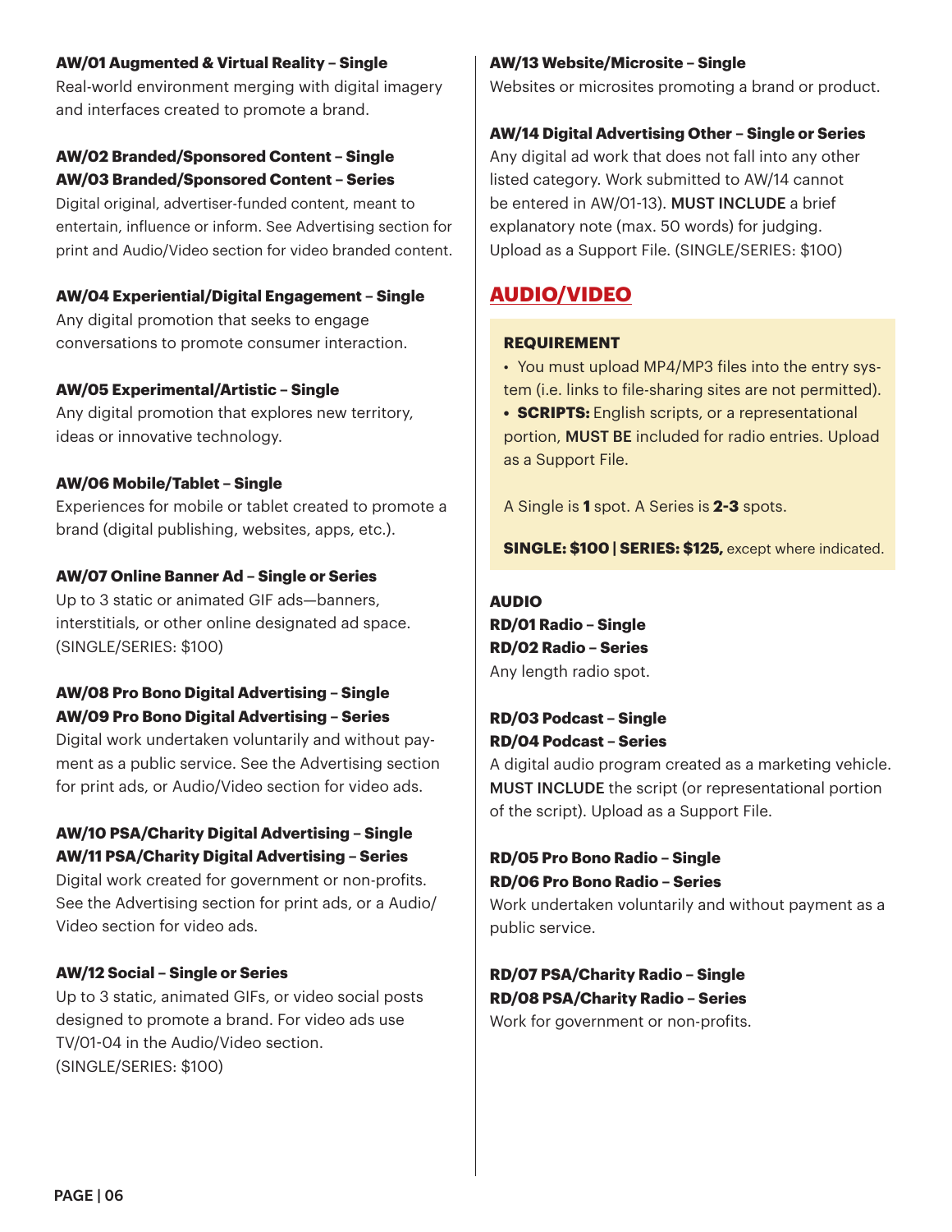**AW/01 Augmented & Virtual Reality – Single**
Real-world environment merging with digital imagery and interfaces created to promote a brand.

**AW/02 Branded/Sponsored Content – Single**
**AW/03 Branded/Sponsored Content – Series**
Digital original, advertiser-funded content, meant to entertain, influence or inform. See Advertising section for print and Audio/Video section for video branded content.

**AW/04 Experiential/Digital Engagement – Single**
Any digital promotion that seeks to engage conversations to promote consumer interaction.

**AW/05 Experimental/Artistic – Single**
Any digital promotion that explores new territory, ideas or innovative technology.

**AW/06 Mobile/Tablet – Single**
Experiences for mobile or tablet created to promote a brand (digital publishing, websites, apps, etc.).

**AW/07 Online Banner Ad – Single or Series**
Up to 3 static or animated GIF ads—banners, interstitials, or other online designated ad space. (SINGLE/SERIES: $100)

**AW/08 Pro Bono Digital Advertising – Single**
**AW/09 Pro Bono Digital Advertising – Series**
Digital work undertaken voluntarily and without payment as a public service. See the Advertising section for print ads, or Audio/Video section for video ads.

**AW/10 PSA/Charity Digital Advertising – Single**
**AW/11 PSA/Charity Digital Advertising – Series**
Digital work created for government or non-profits. See the Advertising section for print ads, or a Audio/Video section for video ads.

**AW/12 Social – Single or Series**
Up to 3 static, animated GIFs, or video social posts designed to promote a brand. For video ads use TV/01-04 in the Audio/Video section. (SINGLE/SERIES: $100)

**AW/13 Website/Microsite – Single**
Websites or microsites promoting a brand or product.

**AW/14 Digital Advertising Other – Single or Series**
Any digital ad work that does not fall into any other listed category. Work submitted to AW/14 cannot be entered in AW/01-13). MUST INCLUDE a brief explanatory note (max. 50 words) for judging. Upload as a Support File. (SINGLE/SERIES: $100)

## AUDIO/VIDEO

**REQUIREMENT**

- You must upload MP4/MP3 files into the entry system (i.e. links to file-sharing sites are not permitted).
- **SCRIPTS:** English scripts, or a representational portion, MUST BE included for radio entries. Upload as a Support File.

A Single is **1** spot. A Series is **2-3** spots.

**SINGLE: $100 | SERIES: $125,** except where indicated.

**AUDIO**

**RD/01 Radio – Single**
**RD/02 Radio – Series**
Any length radio spot.

**RD/03 Podcast – Single**
**RD/04 Podcast – Series**
A digital audio program created as a marketing vehicle. MUST INCLUDE the script (or representational portion of the script). Upload as a Support File.

**RD/05 Pro Bono Radio – Single**
**RD/06 Pro Bono Radio – Series**
Work undertaken voluntarily and without payment as a public service.

**RD/07 PSA/Charity Radio – Single**
**RD/08 PSA/Charity Radio – Series**
Work for government or non-profits.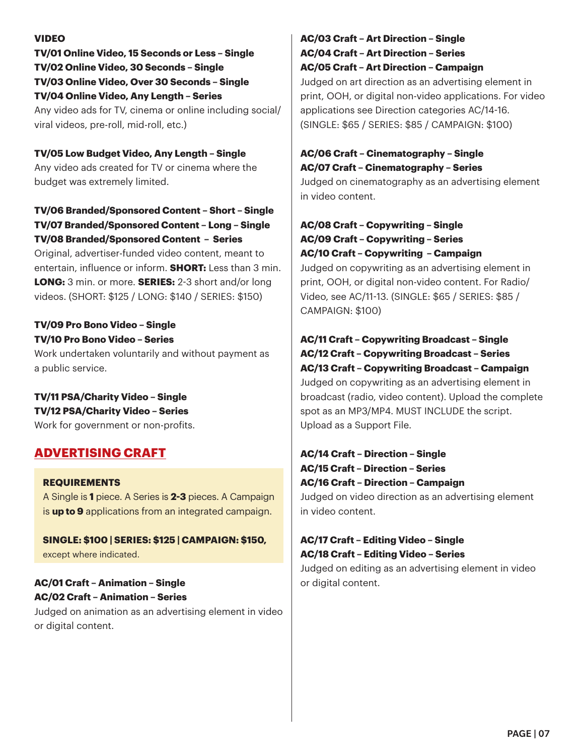**VIDEO**

**TV/01 Online Video, 15 Seconds or Less – Single**
**TV/02 Online Video, 30 Seconds – Single**
**TV/03 Online Video, Over 30 Seconds – Single**
**TV/04 Online Video, Any Length – Series**

Any video ads for TV, cinema or online including social/viral videos, pre-roll, mid-roll, etc.)

**TV/05 Low Budget Video, Any Length – Single**

Any video ads created for TV or cinema where the budget was extremely limited.

**TV/06 Branded/Sponsored Content – Short – Single**
**TV/07 Branded/Sponsored Content – Long – Single**
**TV/08 Branded/Sponsored Content – Series**

Original, advertiser-funded video content, meant to entertain, influence or inform. **SHORT:** Less than 3 min. **LONG:** 3 min. or more. **SERIES:** 2-3 short and/or long videos. (SHORT: $125 / LONG: $140 / SERIES: $150)

**TV/09 Pro Bono Video – Single**
**TV/10 Pro Bono Video – Series**

Work undertaken voluntarily and without payment as a public service.

**TV/11 PSA/Charity Video – Single**
**TV/12 PSA/Charity Video – Series**

Work for government or non-profits.

## ADVERTISING CRAFT

**REQUIREMENTS**

A Single is **1** piece. A Series is **2-3** pieces. A Campaign is **up to 9** applications from an integrated campaign.

**SINGLE: $100 | SERIES: $125 | CAMPAIGN: $150,** except where indicated.

**AC/01 Craft – Animation – Single**
**AC/02 Craft – Animation – Series**

Judged on animation as an advertising element in video or digital content.

**AC/03 Craft – Art Direction – Single**
**AC/04 Craft – Art Direction – Series**
**AC/05 Craft – Art Direction – Campaign**

Judged on art direction as an advertising element in print, OOH, or digital non-video applications. For video applications see Direction categories AC/14-16. (SINGLE: $65 / SERIES: $85 / CAMPAIGN: $100)

**AC/06 Craft – Cinematography – Single**
**AC/07 Craft – Cinematography – Series**

Judged on cinematography as an advertising element in video content.

**AC/08 Craft – Copywriting – Single**
**AC/09 Craft – Copywriting – Series**
**AC/10 Craft – Copywriting – Campaign**

Judged on copywriting as an advertising element in print, OOH, or digital non-video content. For Radio/Video, see AC/11-13. (SINGLE: $65 / SERIES: $85 / CAMPAIGN: $100)

**AC/11 Craft – Copywriting Broadcast – Single**
**AC/12 Craft – Copywriting Broadcast – Series**
**AC/13 Craft – Copywriting Broadcast – Campaign**

Judged on copywriting as an advertising element in broadcast (radio, video content). Upload the complete spot as an MP3/MP4. MUST INCLUDE the script. Upload as a Support File.

**AC/14 Craft – Direction – Single**
**AC/15 Craft – Direction – Series**
**AC/16 Craft – Direction – Campaign**

Judged on video direction as an advertising element in video content.

**AC/17 Craft – Editing Video – Single**
**AC/18 Craft – Editing Video – Series**

Judged on editing as an advertising element in video or digital content.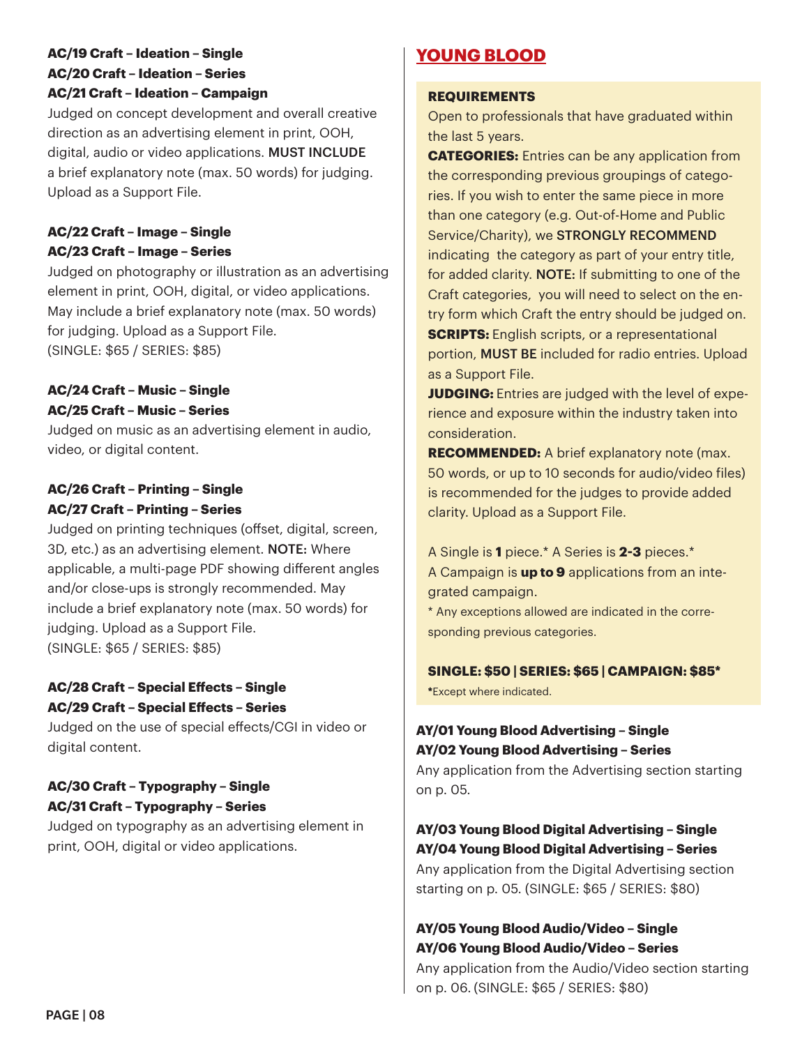**AC/19 Craft – Ideation – Single**
**AC/20 Craft – Ideation – Series**
**AC/21 Craft – Ideation – Campaign**

Judged on concept development and overall creative direction as an advertising element in print, OOH, digital, audio or video applications. MUST INCLUDE a brief explanatory note (max. 50 words) for judging. Upload as a Support File.

**AC/22 Craft – Image – Single**
**AC/23 Craft – Image – Series**

Judged on photography or illustration as an advertising element in print, OOH, digital, or video applications. May include a brief explanatory note (max. 50 words) for judging. Upload as a Support File.
(SINGLE: $65 / SERIES: $85)

**AC/24 Craft – Music – Single**
**AC/25 Craft – Music – Series**

Judged on music as an advertising element in audio, video, or digital content.

**AC/26 Craft – Printing – Single**
**AC/27 Craft – Printing – Series**

Judged on printing techniques (offset, digital, screen, 3D, etc.) as an advertising element. NOTE: Where applicable, a multi-page PDF showing different angles and/or close-ups is strongly recommended. May include a brief explanatory note (max. 50 words) for judging. Upload as a Support File.
(SINGLE: $65 / SERIES: $85)

**AC/28 Craft – Special Effects – Single**
**AC/29 Craft – Special Effects – Series**

Judged on the use of special effects/CGI in video or digital content.

**AC/30 Craft – Typography – Single**
**AC/31 Craft – Typography – Series**

Judged on typography as an advertising element in print, OOH, digital or video applications.

## YOUNG BLOOD

**REQUIREMENTS**

Open to professionals that have graduated within the last 5 years.

**CATEGORIES:** Entries can be any application from the corresponding previous groupings of categories. If you wish to enter the same piece in more than one category (e.g. Out-of-Home and Public Service/Charity), we STRONGLY RECOMMEND indicating the category as part of your entry title, for added clarity. NOTE: If submitting to one of the Craft categories, you will need to select on the entry form which Craft the entry should be judged on.

**SCRIPTS:** English scripts, or a representational portion, MUST BE included for radio entries. Upload as a Support File.

**JUDGING:** Entries are judged with the level of experience and exposure within the industry taken into consideration.

**RECOMMENDED:** A brief explanatory note (max. 50 words, or up to 10 seconds for audio/video files) is recommended for the judges to provide added clarity. Upload as a Support File.

A Single is **1** piece.* A Series is **2-3** pieces.*
A Campaign is **up to 9** applications from an integrated campaign.

* Any exceptions allowed are indicated in the corresponding previous categories.

**SINGLE: $50 | SERIES: $65 | CAMPAIGN: $85***

***Except where indicated.

**AY/01 Young Blood Advertising – Single**
**AY/02 Young Blood Advertising – Series**

Any application from the Advertising section starting on p. 05.

**AY/03 Young Blood Digital Advertising – Single**
**AY/04 Young Blood Digital Advertising – Series**

Any application from the Digital Advertising section starting on p. 05. (SINGLE: $65 / SERIES: $80)

**AY/05 Young Blood Audio/Video – Single**
**AY/06 Young Blood Audio/Video – Series**

Any application from the Audio/Video section starting on p. 06. (SINGLE: $65 / SERIES: $80)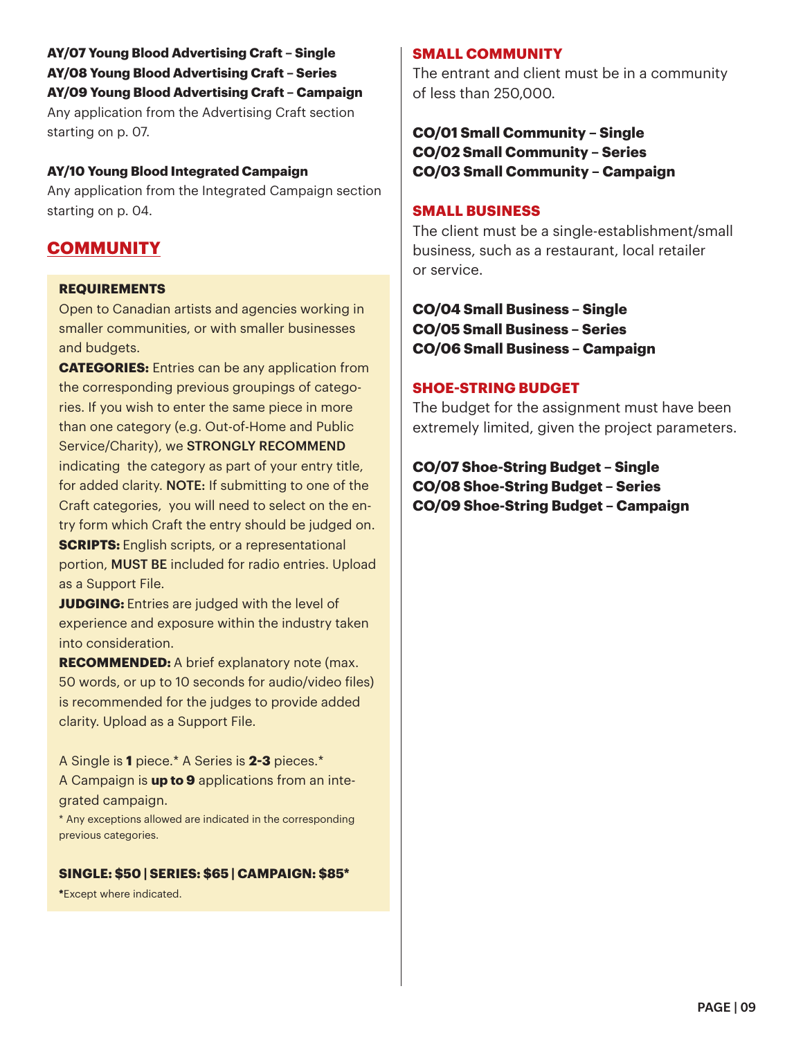**AY/07 Young Blood Advertising Craft – Single**
**AY/08 Young Blood Advertising Craft – Series**
**AY/09 Young Blood Advertising Craft – Campaign**
Any application from the Advertising Craft section starting on p. 07.

**AY/10 Young Blood Integrated Campaign**
Any application from the Integrated Campaign section starting on p. 04.

## COMMUNITY

**REQUIREMENTS**
Open to Canadian artists and agencies working in smaller communities, or with smaller businesses and budgets.
**CATEGORIES:** Entries can be any application from the corresponding previous groupings of categories. If you wish to enter the same piece in more than one category (e.g. Out-of-Home and Public Service/Charity), we STRONGLY RECOMMEND indicating the category as part of your entry title, for added clarity. NOTE: If submitting to one of the Craft categories, you will need to select on the entry form which Craft the entry should be judged on.
**SCRIPTS:** English scripts, or a representational portion, MUST BE included for radio entries. Upload as a Support File.
**JUDGING:** Entries are judged with the level of experience and exposure within the industry taken into consideration.
**RECOMMENDED:** A brief explanatory note (max. 50 words, or up to 10 seconds for audio/video files) is recommended for the judges to provide added clarity. Upload as a Support File.

A Single is **1** piece.* A Series is **2-3** pieces.*
A Campaign is **up to 9** applications from an integrated campaign.
* Any exceptions allowed are indicated in the corresponding previous categories.

**SINGLE: $50 | SERIES: $65 | CAMPAIGN: $85***
**\***Except where indicated.

### SMALL COMMUNITY
The entrant and client must be in a community of less than 250,000.

**CO/01 Small Community – Single**
**CO/02 Small Community – Series**
**CO/03 Small Community – Campaign**

### SMALL BUSINESS
The client must be a single-establishment/small business, such as a restaurant, local retailer or service.

**CO/04 Small Business – Single**
**CO/05 Small Business – Series**
**CO/06 Small Business – Campaign**

### SHOE-STRING BUDGET
The budget for the assignment must have been extremely limited, given the project parameters.

**CO/07 Shoe-String Budget – Single**
**CO/08 Shoe-String Budget – Series**
**CO/09 Shoe-String Budget – Campaign**